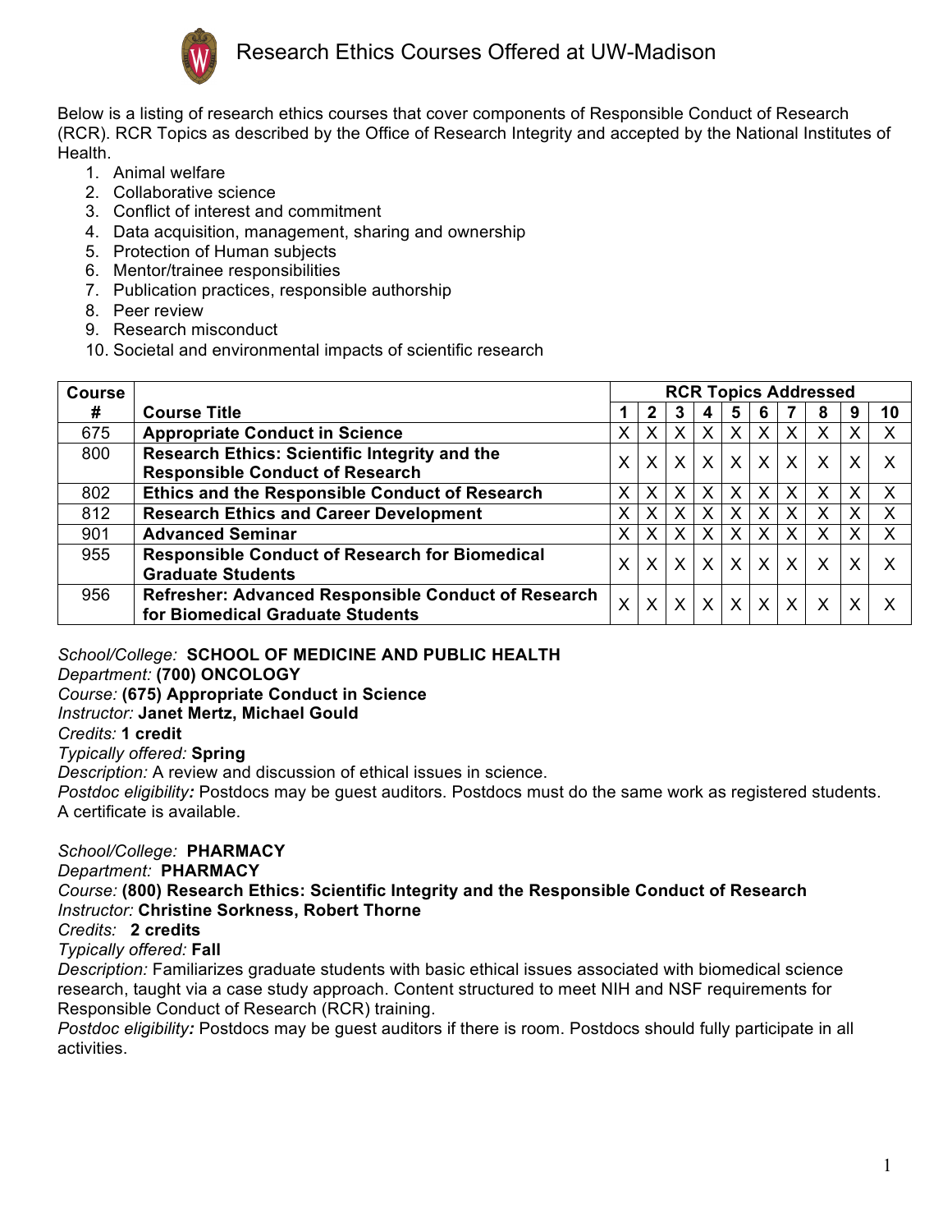# Research Ethics Courses Offered at UW-Madison

Below is a listing of research ethics courses that cover components of Responsible Conduct of Research (RCR). RCR Topics as described by the Office of Research Integrity and accepted by the National Institutes of Health.

1. Animal welfare
2. Collaborative science
3. Conflict of interest and commitment
4. Data acquisition, management, sharing and ownership
5. Protection of Human subjects
6. Mentor/trainee responsibilities
7. Publication practices, responsible authorship
8. Peer review
9. Research misconduct
10. Societal and environmental impacts of scientific research

| Course # | Course Title | RCR Topics Addressed | | | | | | | | | |
|---|---|---|---|---|---|---|---|---|---|---|---|
| | | 1 | 2 | 3 | 4 | 5 | 6 | 7 | 8 | 9 | 10 |
| 675 | **Appropriate Conduct in Science** | X | X | X | X | X | X | X | X | X | X |
| 800 | **Research Ethics: Scientific Integrity and the Responsible Conduct of Research** | X | X | X | X | X | X | X | X | X | X |
| 802 | **Ethics and the Responsible Conduct of Research** | X | X | X | X | X | X | X | X | X | X |
| 812 | **Research Ethics and Career Development** | X | X | X | X | X | X | X | X | X | X |
| 901 | **Advanced Seminar** | X | X | X | X | X | X | X | X | X | X |
| 955 | **Responsible Conduct of Research for Biomedical Graduate Students** | X | X | X | X | X | X | X | X | X | X |
| 956 | **Refresher: Advanced Responsible Conduct of Research for Biomedical Graduate Students** | X | X | X | X | X | X | X | X | X | X |

*School/College:* **SCHOOL OF MEDICINE AND PUBLIC HEALTH**
*Department:* **(700) ONCOLOGY**
*Course:* **(675) Appropriate Conduct in Science**
*Instructor:* **Janet Mertz, Michael Gould**
*Credits:* **1 credit**
*Typically offered:* **Spring**
*Description:* A review and discussion of ethical issues in science.
*Postdoc eligibility:* Postdocs may be guest auditors. Postdocs must do the same work as registered students. A certificate is available.

*School/College:* **PHARMACY**
*Department:* **PHARMACY**
*Course:* **(800) Research Ethics: Scientific Integrity and the Responsible Conduct of Research**
*Instructor:* **Christine Sorkness, Robert Thorne**
*Credits:* **2 credits**
*Typically offered:* **Fall**
*Description:* Familiarizes graduate students with basic ethical issues associated with biomedical science research, taught via a case study approach. Content structured to meet NIH and NSF requirements for Responsible Conduct of Research (RCR) training.
*Postdoc eligibility:* Postdocs may be guest auditors if there is room. Postdocs should fully participate in all activities.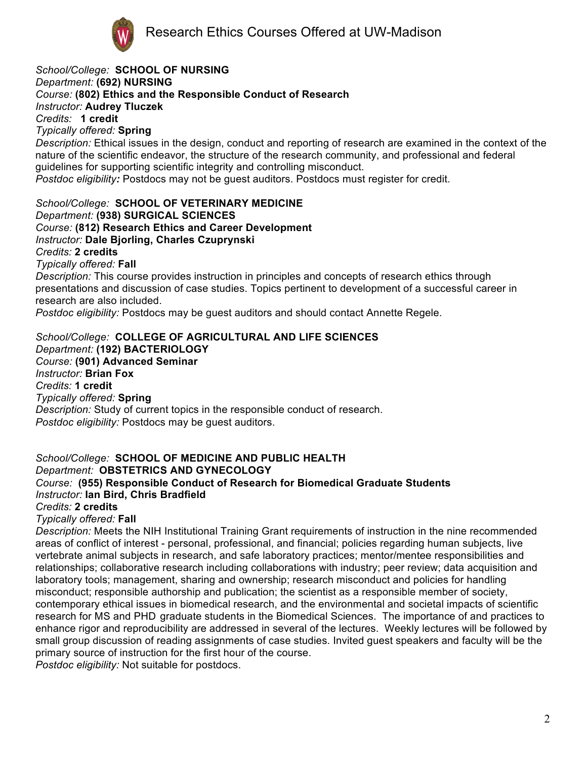*School/College:* **SCHOOL OF NURSING**
*Department:* **(692) NURSING**
*Course:* **(802) Ethics and the Responsible Conduct of Research**
*Instructor:* **Audrey Tluczek**
*Credits:* **1 credit**
*Typically offered:* **Spring**
*Description:* Ethical issues in the design, conduct and reporting of research are examined in the context of the nature of the scientific endeavor, the structure of the research community, and professional and federal guidelines for supporting scientific integrity and controlling misconduct.
*Postdoc eligibility:* Postdocs may not be guest auditors. Postdocs must register for credit.

*School/College:* **SCHOOL OF VETERINARY MEDICINE**
*Department:* **(938) SURGICAL SCIENCES**
*Course:* **(812) Research Ethics and Career Development**
*Instructor:* **Dale Bjorling, Charles Czuprynski**
*Credits:* **2 credits**
*Typically offered:* **Fall**
*Description:* This course provides instruction in principles and concepts of research ethics through presentations and discussion of case studies. Topics pertinent to development of a successful career in research are also included.
*Postdoc eligibility:* Postdocs may be guest auditors and should contact Annette Regele.

*School/College:* **COLLEGE OF AGRICULTURAL AND LIFE SCIENCES**
*Department:* **(192) BACTERIOLOGY**
*Course:* **(901) Advanced Seminar**
*Instructor:* **Brian Fox**
*Credits:* **1 credit**
*Typically offered:* **Spring**
*Description:* Study of current topics in the responsible conduct of research.
*Postdoc eligibility:* Postdocs may be guest auditors.

*School/College:* **SCHOOL OF MEDICINE AND PUBLIC HEALTH**
*Department:* **OBSTETRICS AND GYNECOLOGY**
*Course:* **(955) Responsible Conduct of Research for Biomedical Graduate Students**
*Instructor:* **Ian Bird, Chris Bradfield**
*Credits:* **2 credits**
*Typically offered:* **Fall**
*Description:* Meets the NIH Institutional Training Grant requirements of instruction in the nine recommended areas of conflict of interest - personal, professional, and financial; policies regarding human subjects, live vertebrate animal subjects in research, and safe laboratory practices; mentor/mentee responsibilities and relationships; collaborative research including collaborations with industry; peer review; data acquisition and laboratory tools; management, sharing and ownership; research misconduct and policies for handling misconduct; responsible authorship and publication; the scientist as a responsible member of society, contemporary ethical issues in biomedical research, and the environmental and societal impacts of scientific research for MS and PHD graduate students in the Biomedical Sciences. The importance of and practices to enhance rigor and reproducibility are addressed in several of the lectures. Weekly lectures will be followed by small group discussion of reading assignments of case studies. Invited guest speakers and faculty will be the primary source of instruction for the first hour of the course.
*Postdoc eligibility:* Not suitable for postdocs.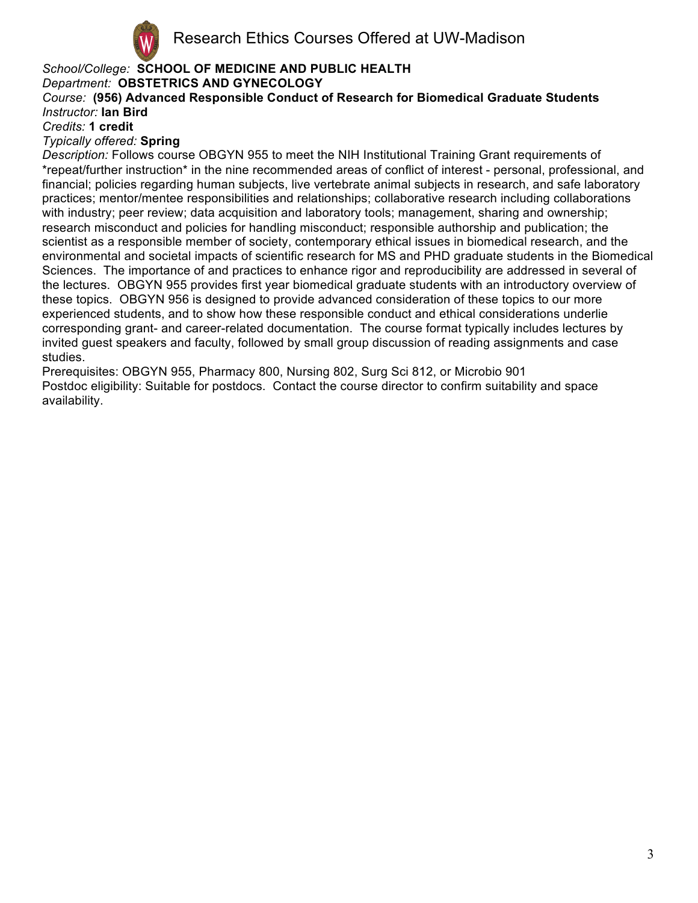# Research Ethics Courses Offered at UW-Madison

*School/College:* **SCHOOL OF MEDICINE AND PUBLIC HEALTH**
*Department:* **OBSTETRICS AND GYNECOLOGY**
*Course:* **(956) Advanced Responsible Conduct of Research for Biomedical Graduate Students**
*Instructor:* **Ian Bird**
*Credits:* **1 credit**
*Typically offered:* **Spring**
*Description:* Follows course OBGYN 955 to meet the NIH Institutional Training Grant requirements of *repeat/further instruction* in the nine recommended areas of conflict of interest - personal, professional, and financial; policies regarding human subjects, live vertebrate animal subjects in research, and safe laboratory practices; mentor/mentee responsibilities and relationships; collaborative research including collaborations with industry; peer review; data acquisition and laboratory tools; management, sharing and ownership; research misconduct and policies for handling misconduct; responsible authorship and publication; the scientist as a responsible member of society, contemporary ethical issues in biomedical research, and the environmental and societal impacts of scientific research for MS and PHD graduate students in the Biomedical Sciences. The importance of and practices to enhance rigor and reproducibility are addressed in several of the lectures. OBGYN 955 provides first year biomedical graduate students with an introductory overview of these topics. OBGYN 956 is designed to provide advanced consideration of these topics to our more experienced students, and to show how these responsible conduct and ethical considerations underlie corresponding grant- and career-related documentation. The course format typically includes lectures by invited guest speakers and faculty, followed by small group discussion of reading assignments and case studies.
Prerequisites: OBGYN 955, Pharmacy 800, Nursing 802, Surg Sci 812, or Microbio 901
Postdoc eligibility: Suitable for postdocs. Contact the course director to confirm suitability and space availability.